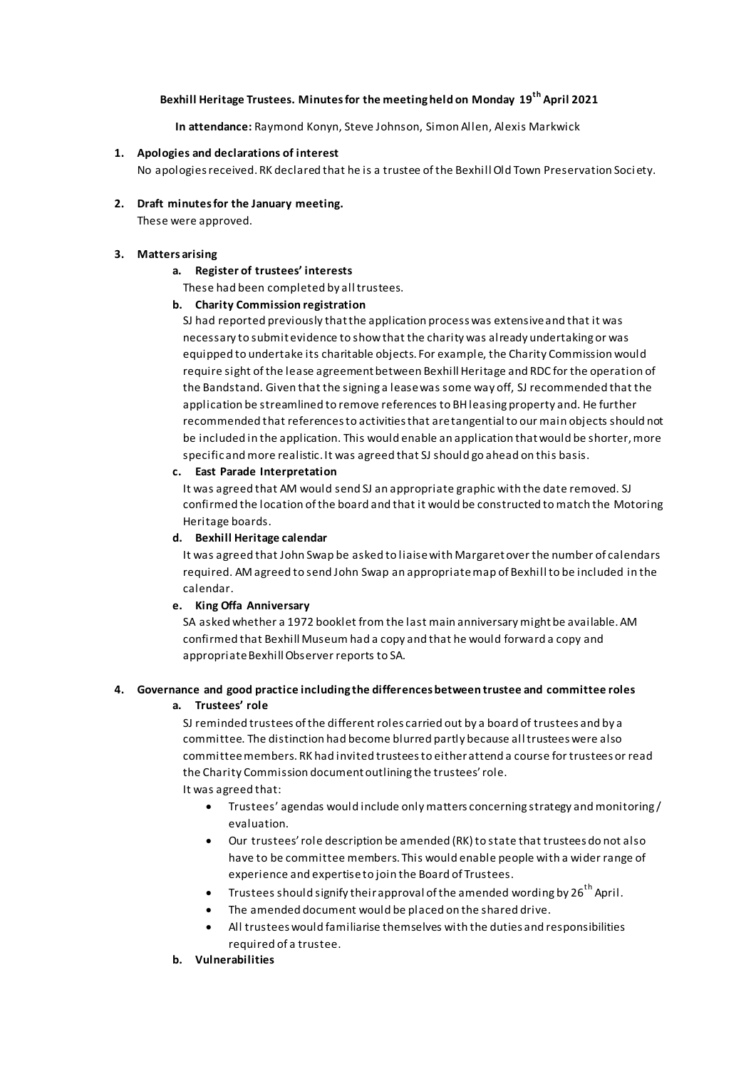**Bexhill Heritage Trustees. Minutes for the meeting held on Monday 19th April 2021**

**In attendance:** Raymond Konyn, Steve Johnson, Simon Allen, Alexis Markwick

1. **Apologies and declarations of interest**
   No apologies received. RK declared that he is a trustee of the Bexhill Old Town Preservation Society.

2. **Draft minutes for the January meeting.**
   These were approved.

3. **Matters arising**
   a. **Register of trustees' interests**
      These had been completed by all trustees.
   b. **Charity Commission registration**
      SJ had reported previously that the application process was extensive and that it was necessary to submit evidence to show that the charity was already undertaking or was equipped to undertake its charitable objects. For example, the Charity Commission would require sight of the lease agreement between Bexhill Heritage and RDC for the operation of the Bandstand. Given that the signing a lease was some way off, SJ recommended that the application be streamlined to remove references to BH leasing property and. He further recommended that references to activities that are tangential to our main objects should not be included in the application. This would enable an application that would be shorter, more specific and more realistic. It was agreed that SJ should go ahead on this basis.
   c. **East Parade Interpretation**
      It was agreed that AM would send SJ an appropriate graphic with the date removed. SJ confirmed the location of the board and that it would be constructed to match the Motoring Heritage boards.
   d. **Bexhill Heritage calendar**
      It was agreed that John Swap be asked to liaise with Margaret over the number of calendars required. AM agreed to send John Swap an appropriate map of Bexhill to be included in the calendar.
   e. **King Offa Anniversary**
      SA asked whether a 1972 booklet from the last main anniversary might be available. AM confirmed that Bexhill Museum had a copy and that he would forward a copy and appropriate Bexhill Observer reports to SA.

4. **Governance and good practice including the differences between trustee and committee roles**
   a. **Trustees' role**
      SJ reminded trustees of the different roles carried out by a board of trustees and by a committee. The distinction had become blurred partly because all trustees were also committee members. RK had invited trustees to either attend a course for trustees or read the Charity Commission document outlining the trustees' role.
      It was agreed that:
      - Trustees' agendas would include only matters concerning strategy and monitoring / evaluation.
      - Our trustees' role description be amended (RK) to state that trustees do not also have to be committee members. This would enable people with a wider range of experience and expertise to join the Board of Trustees.
      - Trustees should signify their approval of the amended wording by 26th April.
      - The amended document would be placed on the shared drive.
      - All trustees would familiarise themselves with the duties and responsibilities required of a trustee.
   b. **Vulnerabilities**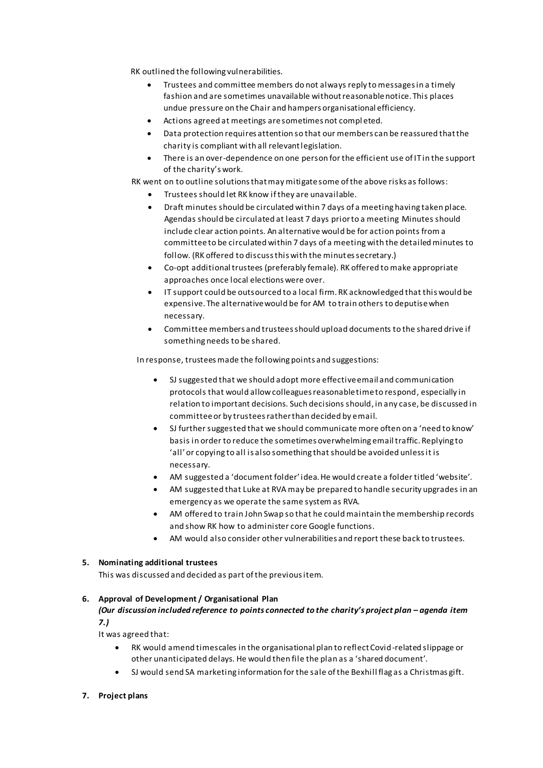RK outlined the following vulnerabilities.

- Trustees and committee members do not always reply to messages in a timely fashion and are sometimes unavailable without reasonable notice. This places undue pressure on the Chair and hampers organisational efficiency.
- Actions agreed at meetings are sometimes not completed.
- Data protection requires attention so that our members can be reassured that the charity is compliant with all relevant legislation.
- There is an over-dependence on one person for the efficient use of IT in the support of the charity's work.

RK went on to outline solutions that may mitigate some of the above risks as follows:

- Trustees should let RK know if they are unavailable.
- Draft minutes should be circulated within 7 days of a meeting having taken place. Agendas should be circulated at least 7 days prior to a meeting Minutes should include clear action points. An alternative would be for action points from a committee to be circulated within 7 days of a meeting with the detailed minutes to follow. (RK offered to discuss this with the minutes secretary.)
- Co-opt additional trustees (preferably female). RK offered to make appropriate approaches once local elections were over.
- IT support could be outsourced to a local firm. RK acknowledged that this would be expensive. The alternative would be for AM to train others to deputise when necessary.
- Committee members and trustees should upload documents to the shared drive if something needs to be shared.

In response, trustees made the following points and suggestions:

- SJ suggested that we should adopt more effective email and communication protocols that would allow colleagues reasonable time to respond, especially in relation to important decisions. Such decisions should, in any case, be discussed in committee or by trustees rather than decided by email.
- SJ further suggested that we should communicate more often on a 'need to know' basis in order to reduce the sometimes overwhelming email traffic. Replying to 'all' or copying to all is also something that should be avoided unless it is necessary.
- AM suggested a 'document folder' idea. He would create a folder titled 'website'.
- AM suggested that Luke at RVA may be prepared to handle security upgrades in an emergency as we operate the same system as RVA.
- AM offered to train John Swap so that he could maintain the membership records and show RK how to administer core Google functions.
- AM would also consider other vulnerabilities and report these back to trustees.

**5. Nominating additional trustees**

This was discussed and decided as part of the previous item.

**6. Approval of Development / Organisational Plan**

***(Our discussion included reference to points connected to the charity's project plan – agenda item 7.)***

It was agreed that:

- RK would amend timescales in the organisational plan to reflect Covid-related slippage or other unanticipated delays. He would then file the plan as a 'shared document'.
- SJ would send SA marketing information for the sale of the Bexhill flag as a Christmas gift.

**7. Project plans**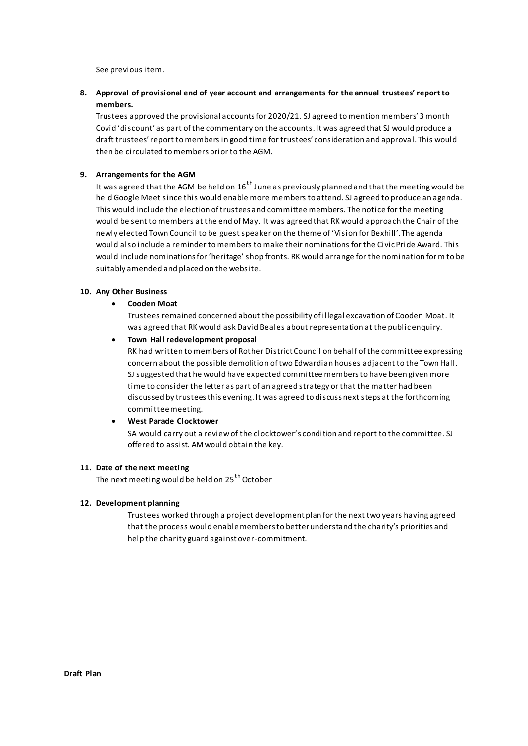See previous item.

**8. Approval of provisional end of year account and arrangements for the annual trustees' report to members.**

Trustees approved the provisional accounts for 2020/21. SJ agreed to mention members' 3 month Covid 'discount' as part of the commentary on the accounts. It was agreed that SJ would produce a draft trustees' report to members in good time for trustees' consideration and approval. This would then be circulated to members prior to the AGM.

**9. Arrangements for the AGM**

It was agreed that the AGM be held on 16th June as previously planned and that the meeting would be held Google Meet since this would enable more members to attend. SJ agreed to produce an agenda. This would include the election of trustees and committee members. The notice for the meeting would be sent to members at the end of May. It was agreed that RK would approach the Chair of the newly elected Town Council to be guest speaker on the theme of 'Vision for Bexhill'. The agenda would also include a reminder to members to make their nominations for the Civic Pride Award. This would include nominations for 'heritage' shop fronts. RK would arrange for the nomination form to be suitably amended and placed on the website.

**10. Any Other Business**

- **Cooden Moat**

  Trustees remained concerned about the possibility of illegal excavation of Cooden Moat. It was agreed that RK would ask David Beales about representation at the public enquiry.

- **Town Hall redevelopment proposal**

  RK had written to members of Rother District Council on behalf of the committee expressing concern about the possible demolition of two Edwardian houses adjacent to the Town Hall. SJ suggested that he would have expected committee members to have been given more time to consider the letter as part of an agreed strategy or that the matter had been discussed by trustees this evening. It was agreed to discuss next steps at the forthcoming committee meeting.

- **West Parade Clocktower**

  SA would carry out a review of the clocktower's condition and report to the committee. SJ offered to assist. AM would obtain the key.

**11. Date of the next meeting**

The next meeting would be held on 25th October

**12. Development planning**

Trustees worked through a project development plan for the next two years having agreed that the process would enable members to better understand the charity's priorities and help the charity guard against over-commitment.

**Draft Plan**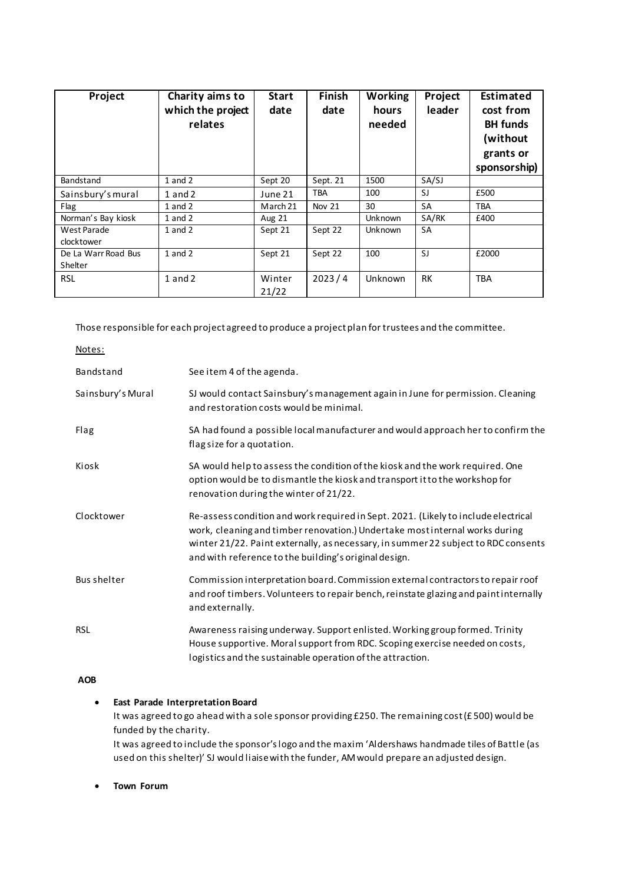| Project | Charity aims to which the project relates | Start date | Finish date | Working hours needed | Project leader | Estimated cost from BH funds (without grants or sponsorship) |
|---|---|---|---|---|---|---|
| Bandstand | 1 and 2 | Sept 20 | Sept. 21 | 1500 | SA/SJ | |
| Sainsbury's mural | 1 and 2 | June 21 | TBA | 100 | SJ | £500 |
| Flag | 1 and 2 | March 21 | Nov 21 | 30 | SA | TBA |
| Norman's Bay kiosk | 1 and 2 | Aug 21 | | Unknown | SA/RK | £400 |
| West Parade clocktower | 1 and 2 | Sept 21 | Sept 22 | Unknown | SA | |
| De La Warr Road Bus Shelter | 1 and 2 | Sept 21 | Sept 22 | 100 | SJ | £2000 |
| RSL | 1 and 2 | Winter 21/22 | 2023 / 4 | Unknown | RK | TBA |

Those responsible for each project agreed to produce a project plan for trustees and the committee.

Notes:

| | |
|---|---|
| Bandstand | See item 4 of the agenda. |
| Sainsbury's Mural | SJ would contact Sainsbury's management again in June for permission. Cleaning and restoration costs would be minimal. |
| Flag | SA had found a possible local manufacturer and would approach her to confirm the flag size for a quotation. |
| Kiosk | SA would help to assess the condition of the kiosk and the work required. One option would be to dismantle the kiosk and transport it to the workshop for renovation during the winter of 21/22. |
| Clocktower | Re-assess condition and work required in Sept. 2021. (Likely to include electrical work, cleaning and timber renovation.) Undertake most internal works during winter 21/22. Paint externally, as necessary, in summer 22 subject to RDC consents and with reference to the building's original design. |
| Bus shelter | Commission interpretation board. Commission external contractors to repair roof and roof timbers. Volunteers to repair bench, reinstate glazing and paint internally and externally. |
| RSL | Awareness raising underway. Support enlisted. Working group formed. Trinity House supportive. Moral support from RDC. Scoping exercise needed on costs, logistics and the sustainable operation of the attraction. |

**AOB**

- **East Parade Interpretation Board**
  It was agreed to go ahead with a sole sponsor providing £250. The remaining cost (£500) would be funded by the charity.
  It was agreed to include the sponsor's logo and the maxim 'Aldershaws handmade tiles of Battle (as used on this shelter)' SJ would liaise with the funder, AM would prepare an adjusted design.

- **Town Forum**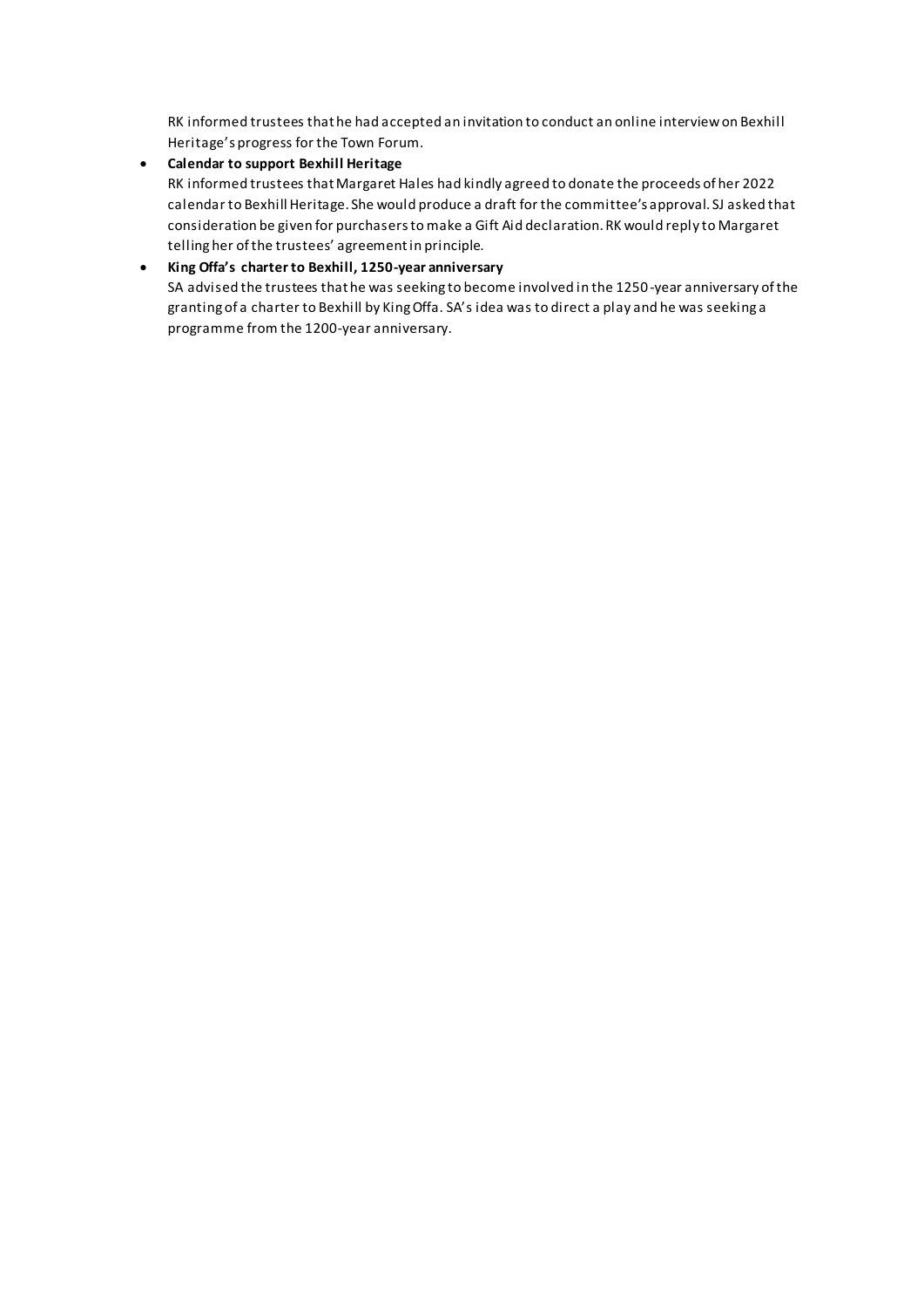RK informed trustees that he had accepted an invitation to conduct an online interview on Bexhill Heritage's progress for the Town Forum.

- **Calendar to support Bexhill Heritage**
  RK informed trustees that Margaret Hales had kindly agreed to donate the proceeds of her 2022 calendar to Bexhill Heritage. She would produce a draft for the committee's approval. SJ asked that consideration be given for purchasers to make a Gift Aid declaration. RK would reply to Margaret telling her of the trustees' agreement in principle.
- **King Offa's charter to Bexhill, 1250-year anniversary**
  SA advised the trustees that he was seeking to become involved in the 1250-year anniversary of the granting of a charter to Bexhill by King Offa. SA's idea was to direct a play and he was seeking a programme from the 1200-year anniversary.